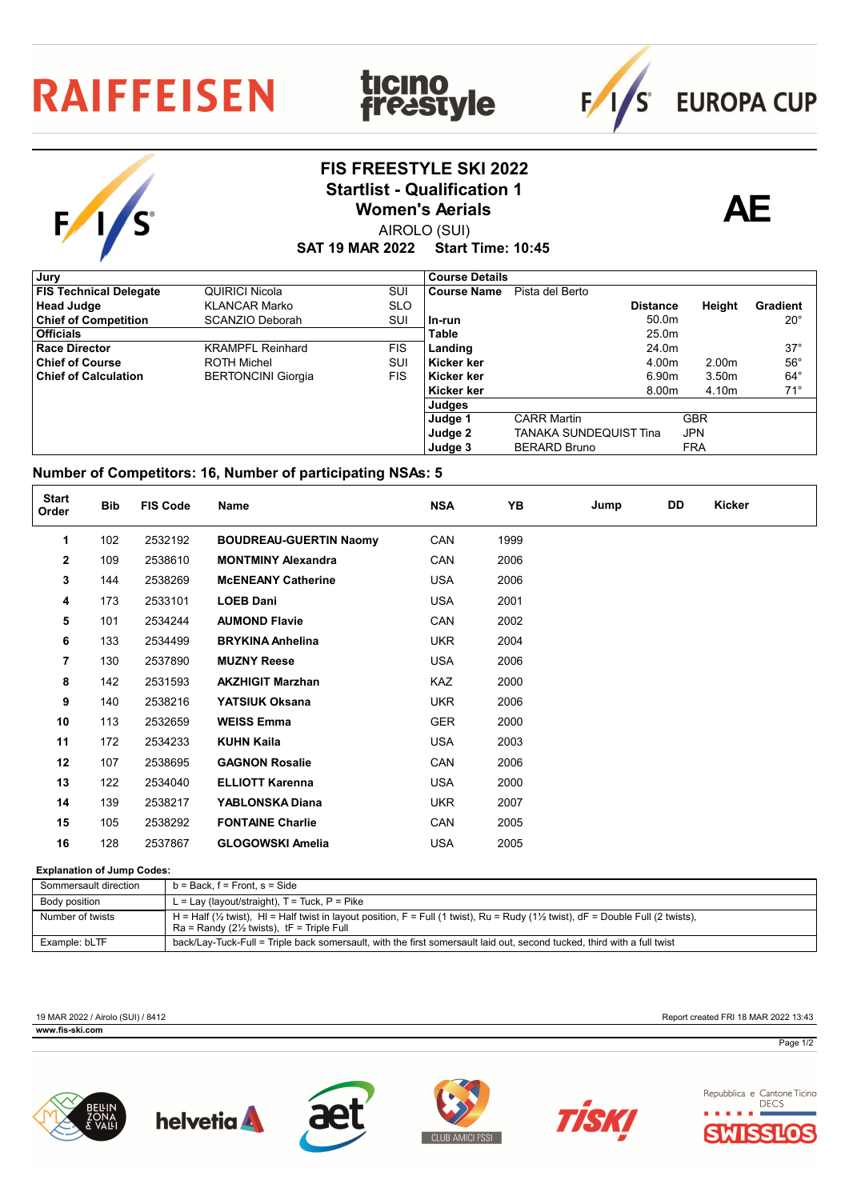RAIFFEISEN ticino freestyle FIS EUROPA CUP

# FIS FREESTYLE SKI 2022
## Startlist - Qualification 1
## Women's Aerials

AIROLO (SUI)

**SAT 19 MAR 2022 Start Time: 10:45**

**AE**

| Jury | | |
|---|---|---|
| **FIS Technical Delegate** | QUIRICI Nicola | SUI |
| **Head Judge** | KLANCAR Marko | SLO |
| **Chief of Competition** | SCANZIO Deborah | SUI |
| **Officials** | | |
| **Race Director** | KRAMPFL Reinhard | FIS |
| **Chief of Course** | ROTH Michel | SUI |
| **Chief of Calculation** | BERTONCINI Giorgia | FIS |

| Course Details | | | | |
|---|---|---|---|---|
| **Course Name** | Pista del Berto | | | |
| | | **Distance** | **Height** | **Gradient** |
| **In-run** | | 50.0m | | 20° |
| **Table** | | 25.0m | | |
| **Landing** | | 24.0m | | 37° |
| **Kicker ker** | | 4.00m | 2.00m | 56° |
| **Kicker ker** | | 6.90m | 3.50m | 64° |
| **Kicker ker** | | 8.00m | 4.10m | 71° |
| **Judges** | | | | |
| **Judge 1** | CARR Martin | GBR | | |
| **Judge 2** | TANAKA SUNDEQUIST Tina | JPN | | |
| **Judge 3** | BERARD Bruno | FRA | | |

### Number of Competitors: 16, Number of participating NSAs: 5

| Start Order | Bib | FIS Code | Name | NSA | YB | Jump | DD | Kicker |
|---|---|---|---|---|---|---|---|---|
| **1** | 102 | 2532192 | **BOUDREAU-GUERTIN Naomy** | CAN | 1999 | | | |
| **2** | 109 | 2538610 | **MONTMINY Alexandra** | CAN | 2006 | | | |
| **3** | 144 | 2538269 | **McENEANY Catherine** | USA | 2006 | | | |
| **4** | 173 | 2533101 | **LOEB Dani** | USA | 2001 | | | |
| **5** | 101 | 2534244 | **AUMOND Flavie** | CAN | 2002 | | | |
| **6** | 133 | 2534499 | **BRYKINA Anhelina** | UKR | 2004 | | | |
| **7** | 130 | 2537890 | **MUZNY Reese** | USA | 2006 | | | |
| **8** | 142 | 2531593 | **AKZHIGIT Marzhan** | KAZ | 2000 | | | |
| **9** | 140 | 2538216 | **YATSIUK Oksana** | UKR | 2006 | | | |
| **10** | 113 | 2532659 | **WEISS Emma** | GER | 2000 | | | |
| **11** | 172 | 2534233 | **KUHN Kaila** | USA | 2003 | | | |
| **12** | 107 | 2538695 | **GAGNON Rosalie** | CAN | 2006 | | | |
| **13** | 122 | 2534040 | **ELLIOTT Karenna** | USA | 2000 | | | |
| **14** | 139 | 2538217 | **YABLONSKA Diana** | UKR | 2007 | | | |
| **15** | 105 | 2538292 | **FONTAINE Charlie** | CAN | 2005 | | | |
| **16** | 128 | 2537867 | **GLOGOWSKI Amelia** | USA | 2005 | | | |

**Explanation of Jump Codes:**

| | |
|---|---|
| Sommersault direction | b = Back, f = Front, s = Side |
| Body position | L = Lay (layout/straight), T = Tuck, P = Pike |
| Number of twists | H = Half (½ twist), Hl = Half twist in layout position, F = Full (1 twist), Ru = Rudy (1½ twist), dF = Double Full (2 twists), Ra = Randy (2½ twists), tF = Triple Full |
| Example: bLTF | back/Lay-Tuck-Full = Triple back somersault, with the first somersault laid out, second tucked, third with a full twist |

19 MAR 2022 / Airolo (SUI) / 8412

Report created FRI 18 MAR 2022 13:43

www.fis-ski.com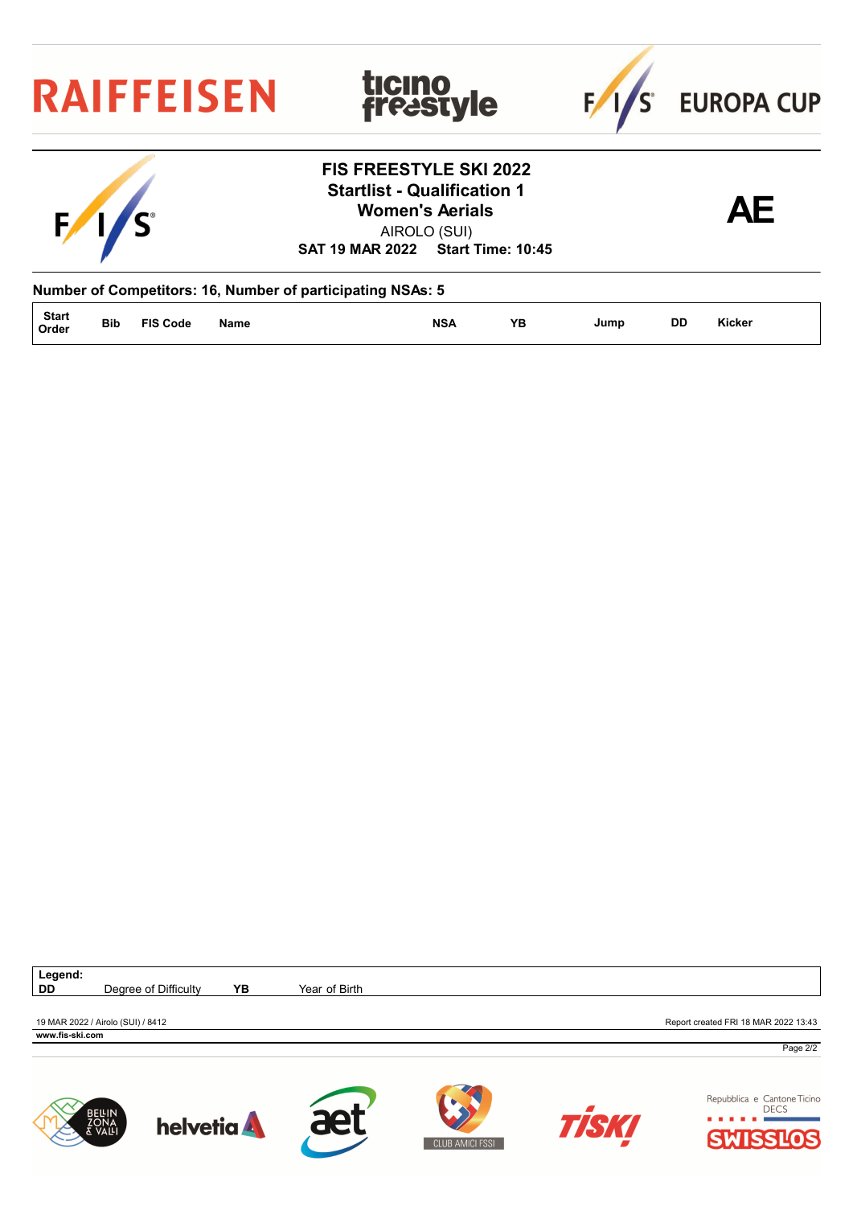# FIS FREESTYLE SKI 2022

## Startlist - Qualification 1

## Women's Aerials

AIROLO (SUI)

**SAT 19 MAR 2022 Start Time: 10:45**

AE

**Number of Competitors: 16, Number of participating NSAs: 5**

| Start Order | Bib | FIS Code | Name | NSA | YB | Jump | DD | Kicker |
|---|---|---|---|---|---|---|---|---|

**Legend:**

**DD** Degree of Difficulty **YB** Year of Birth

19 MAR 2022 / Airolo (SUI) / 8412

Report created FRI 18 MAR 2022 13:43

www.fis-ski.com